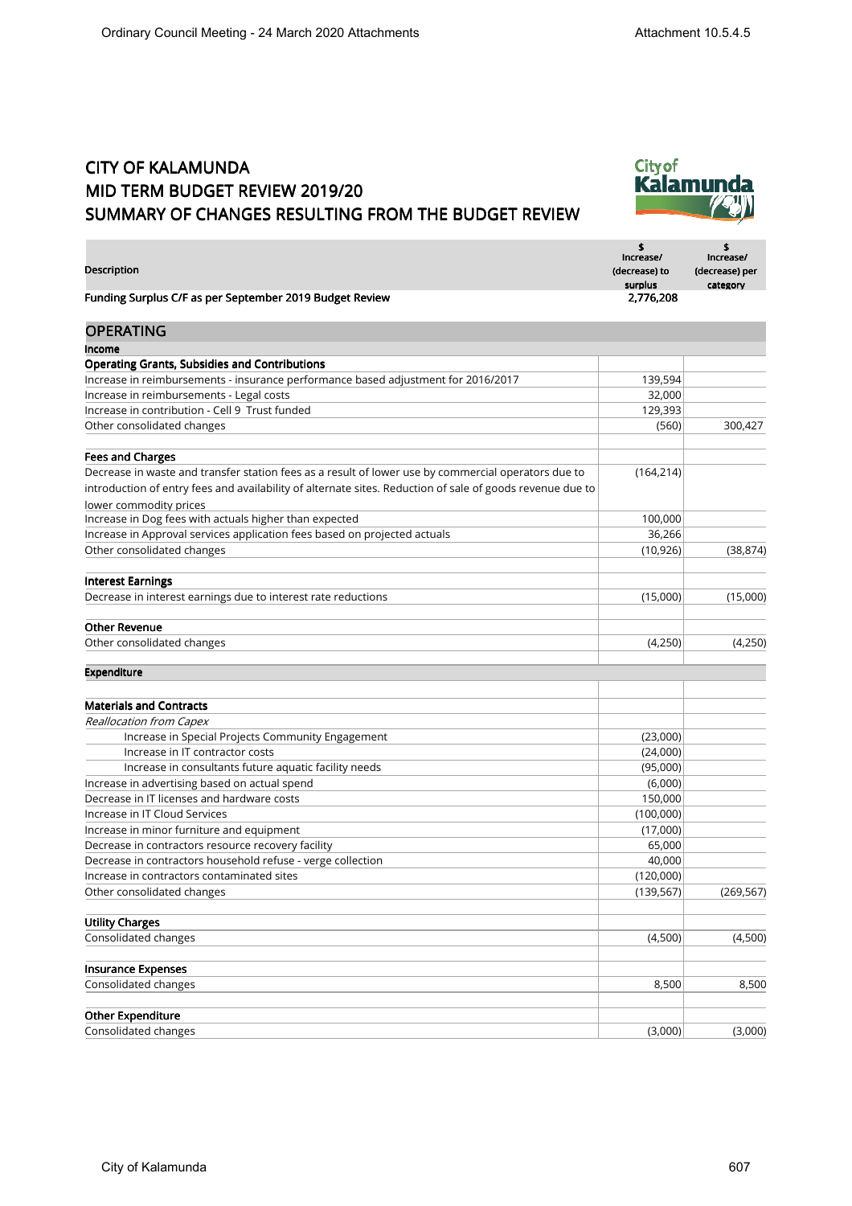# CITY OF KALAMUNDA
# MID TERM BUDGET REVIEW 2019/20
# SUMMARY OF CHANGES RESULTING FROM THE BUDGET REVIEW

| Description | $ Increase/ (decrease) to surplus | $ Increase/ (decrease) per category |
|---|---|---|
| **Funding Surplus C/F as per September 2019 Budget Review** | **2,776,208** | |
| **OPERATING** | | |
| **Income** | | |
| **Operating Grants, Subsidies and Contributions** | | |
| Increase in reimbursements - insurance performance based adjustment for 2016/2017 | 139,594 | |
| Increase in reimbursements - Legal costs | 32,000 | |
| Increase in contribution - Cell 9 Trust funded | 129,393 | |
| Other consolidated changes | (560) | 300,427 |
| **Fees and Charges** | | |
| Decrease in waste and transfer station fees as a result of lower use by commercial operators due to introduction of entry fees and availability of alternate sites. Reduction of sale of goods revenue due to lower commodity prices | (164,214) | |
| Increase in Dog fees with actuals higher than expected | 100,000 | |
| Increase in Approval services application fees based on projected actuals | 36,266 | |
| Other consolidated changes | (10,926) | (38,874) |
| **Interest Earnings** | | |
| Decrease in interest earnings due to interest rate reductions | (15,000) | (15,000) |
| **Other Revenue** | | |
| Other consolidated changes | (4,250) | (4,250) |
| **Expenditure** | | |
| **Materials and Contracts** | | |
| *Reallocation from Capex* | | |
| Increase in Special Projects Community Engagement | (23,000) | |
| Increase in IT contractor costs | (24,000) | |
| Increase in consultants future aquatic facility needs | (95,000) | |
| Increase in advertising based on actual spend | (6,000) | |
| Decrease in IT licenses and hardware costs | 150,000 | |
| Increase in IT Cloud Services | (100,000) | |
| Increase in minor furniture and equipment | (17,000) | |
| Decrease in contractors resource recovery facility | 65,000 | |
| Decrease in contractors household refuse - verge collection | 40,000 | |
| Increase in contractors contaminated sites | (120,000) | |
| Other consolidated changes | (139,567) | (269,567) |
| **Utility Charges** | | |
| Consolidated changes | (4,500) | (4,500) |
| **Insurance Expenses** | | |
| Consolidated changes | 8,500 | 8,500 |
| **Other Expenditure** | | |
| Consolidated changes | (3,000) | (3,000) |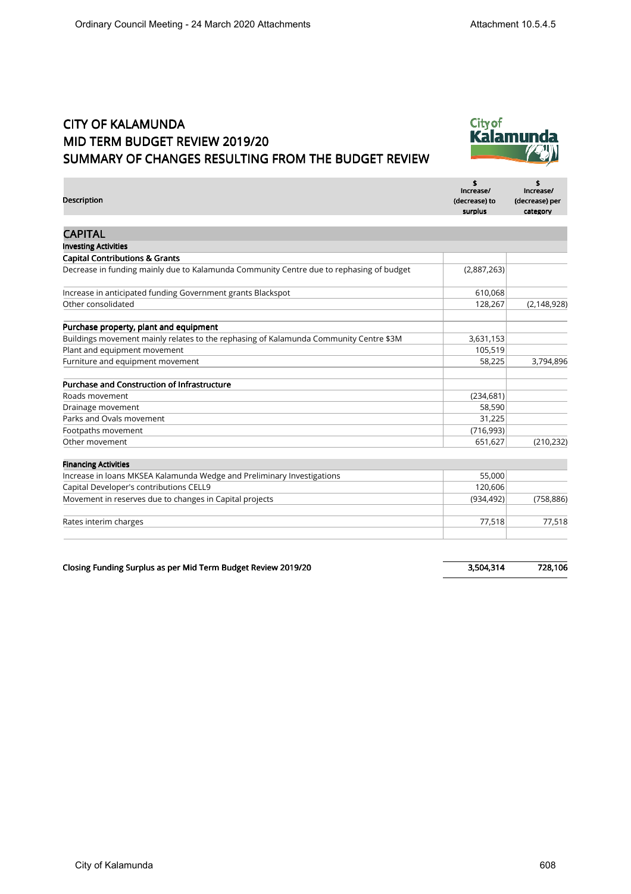# CITY OF KALAMUNDA
# MID TERM BUDGET REVIEW 2019/20
# SUMMARY OF CHANGES RESULTING FROM THE BUDGET REVIEW

| Description | \$ Increase/ (decrease) to surplus | \$ Increase/ (decrease) per category |
|---|---|---|
| **CAPITAL** | | |
| **Investing Activities** | | |
| **Capital Contributions & Grants** | | |
| Decrease in funding mainly due to Kalamunda Community Centre due to rephasing of budget | (2,887,263) | |
| Increase in anticipated funding Government grants Blackspot | 610,068 | |
| Other consolidated | 128,267 | (2,148,928) |
| **Purchase property, plant and equipment** | | |
| Buildings movement mainly relates to the rephasing of Kalamunda Community Centre $3M | 3,631,153 | |
| Plant and equipment movement | 105,519 | |
| Furniture and equipment movement | 58,225 | 3,794,896 |
| **Purchase and Construction of Infrastructure** | | |
| Roads movement | (234,681) | |
| Drainage movement | 58,590 | |
| Parks and Ovals movement | 31,225 | |
| Footpaths movement | (716,993) | |
| Other movement | 651,627 | (210,232) |
| **Financing Activities** | | |
| Increase in loans MKSEA Kalamunda Wedge and Preliminary Investigations | 55,000 | |
| Capital Developer's contributions CELL9 | 120,606 | |
| Movement in reserves due to changes in Capital projects | (934,492) | (758,886) |
| Rates interim charges | 77,518 | 77,518 |
| **Closing Funding Surplus as per Mid Term Budget Review 2019/20** | **3,504,314** | **728,106** |